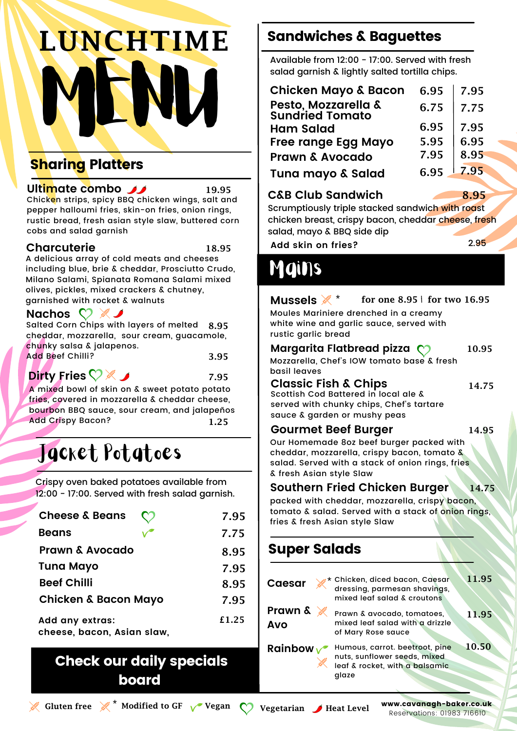# LUNCHTIME MENU

## Sharing Platters

**Ultimate combo** 🌶🌶 — 19.95

Chicken strips, spicy BBQ chicken wings, salt and pepper halloumi fries, skin-on fries, onion rings, rustic bread, fresh asian style slaw, buttered corn cobs and salad garnish

**Charcuterie** — 18.95

A delicious array of cold meats and cheeses including blue, brie & cheddar, Prosciutto Crudo, Milano Salami, Spianata Romana Salami mixed olives, pickles, mixed crackers & chutney, garnished with rocket & walnuts

**Nachos** (Vegetarian, Gluten free, Heat Level) — 8.95

Salted Corn Chips with layers of melted cheddar, mozzarella, sour cream, guacamole, chunky salsa & jalapenos.

Add Beef Chilli? — 3.95

**Dirty Fries** (Vegetarian, Gluten free, Heat Level) — 7.95

A mixed bowl of skin on & sweet potato potato fries, covered in mozzarella & cheddar cheese, bourbon BBQ sauce, sour cream, and jalapeños

Add Crispy Bacon? — 1.25

## Jacket Potatoes

Crispy oven baked potatoes available from 12:00 - 17:00. Served with fresh salad garnish.

| | |
|---|---|
| Cheese & Beans (Vegetarian) | 7.95 |
| Beans (Vegan) | 7.75 |
| Prawn & Avocado | 8.95 |
| Tuna Mayo | 7.95 |
| Beef Chilli | 8.95 |
| Chicken & Bacon Mayo | 7.95 |
| Add any extras: cheese, bacon, Asian slaw, | £1.25 |

**Check our daily specials board**

## Sandwiches & Baguettes

Available from 12:00 - 17:00. Served with fresh salad garnish & lightly salted tortilla chips.

| | | |
|---|---|---|
| Chicken Mayo & Bacon | 6.95 | 7.95 |
| Pesto, Mozzarella & Sundried Tomato | 6.75 | 7.75 |
| Ham Salad | 6.95 | 7.95 |
| Free range Egg Mayo | 5.95 | 6.95 |
| Prawn & Avocado | 7.95 | 8.95 |
| Tuna mayo & Salad | 6.95 | 7.95 |

**C&B Club Sandwich** — 8.95

Scrumptiously triple stacked sandwich with roast chicken breast, crispy bacon, cheddar cheese, fresh salad, mayo & BBQ side dip

Add skin on fries? — 2.95

## Mains

**Mussels** (Modified to GF) — for one 8.95 | for two 16.95

Moules Mariniere drenched in a creamy white wine and garlic sauce, served with rustic garlic bread

**Margarita Flatbread pizza** (Vegetarian) — 10.95

Mozzarella, Chef's IOW tomato base & fresh basil leaves

**Classic Fish & Chips** — 14.75

Scottish Cod Battered in local ale & served with chunky chips, Chef's tartare sauce & garden or mushy peas

**Gourmet Beef Burger** — 14.95

Our Homemade 8oz beef burger packed with cheddar, mozzarella, crispy bacon, tomato & salad. Served with a stack of onion rings, fries & fresh Asian style Slaw

**Southern Fried Chicken Burger** — 14.75

packed with cheddar, mozzarella, crispy bacon, tomato & salad. Served with a stack of onion rings, fries & fresh Asian style Slaw

## Super Salads

**Caesar** (Modified to GF) — 11.95

Chicken, diced bacon, Caesar dressing, parmesan shavings, mixed leaf salad & croutons

**Prawn & Avo** (Gluten free) — 11.95

Prawn & avocado, tomatoes, mixed leaf salad with a drizzle of Mary Rose sauce

**Rainbow** (Vegan, Gluten free) — 10.50

Humous, carrot. beetroot, pine nuts, sunflower seeds, mixed leaf & rocket, with a balsamic glaze

Gluten free | * Modified to GF | Vegan | Vegetarian | Heat Level

www.cavanagh-baker.co.uk
Reservations: 01983 716610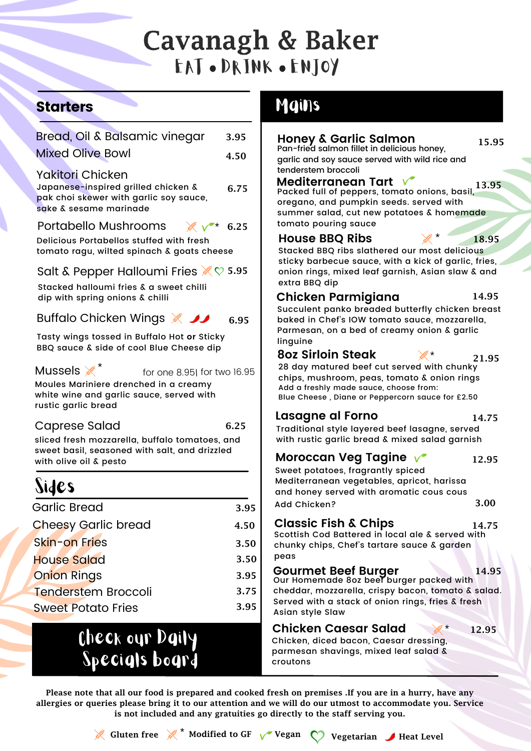# Cavanagh & Baker

EAT • DRINK • ENJOY

## Starters

Bread, Oil & Balsamic vinegar 3.95

Mixed Olive Bowl 4.50

**Yakitori Chicken** 6.75
Japanese-inspired grilled chicken & pak choi skewer with garlic soy sauce, sake & sesame marinade

**Portabello Mushrooms** (Modified to GF, Vegan*) 6.25
Delicious Portabellos stuffed with fresh tomato ragu, wilted spinach & goats cheese

**Salt & Pepper Halloumi Fries** (Gluten free, Vegetarian) 5.95
Stacked halloumi fries & a sweet chilli dip with spring onions & chilli

**Buffalo Chicken Wings** (Gluten free, Heat Level 2) 6.95
Tasty wings tossed in Buffalo Hot **or** Sticky BBQ sauce & side of cool Blue Cheese dip

**Mussels** (Modified to GF) for one 8.95| for two 16.95
Moules Mariniere drenched in a creamy white wine and garlic sauce, served with rustic garlic bread

**Caprese Salad** 6.25
sliced fresh mozzarella, buffalo tomatoes, and sweet basil, seasoned with salt, and drizzled with olive oil & pesto

## Sides

| | |
|---|---|
| Garlic Bread | 3.95 |
| Cheesy Garlic bread | 4.50 |
| Skin-on Fries | 3.50 |
| House Salad | 3.50 |
| Onion Rings | 3.95 |
| Tenderstem Broccoli | 3.75 |
| Sweet Potato Fries | 3.95 |

**Check our Daily Specials board**

## Mains

**Honey & Garlic Salmon** 15.95
Pan-fried salmon fillet in delicious honey, garlic and soy sauce served with wild rice and tenderstem broccoli

**Mediterranean Tart** (Vegan) 13.95
Packed full of peppers, tomato onions, basil, oregano, and pumpkin seeds. served with summer salad, cut new potatoes & homemade tomato pouring sauce

**House BBQ Ribs** (Modified to GF) 18.95
Stacked BBQ ribs slathered our most delicious sticky barbecue sauce, with a kick of garlic, fries, onion rings, mixed leaf garnish, Asian slaw & and extra BBQ dip

**Chicken Parmigiana** 14.95
Succulent panko breaded butterfly chicken breast baked in Chef's IOW tomato sauce, mozzarella, Parmesan, on a bed of creamy onion & garlic linguine

**8oz Sirloin Steak** (Modified to GF) 21.95
28 day matured beef cut served with chunky chips, mushroom, peas, tomato & onion rings
Add a freshly made sauce, choose from:
Blue Cheese , Diane or Peppercorn sauce for £2.50

**Lasagne al Forno** 14.75
Traditional style layered beef lasagne, served with rustic garlic bread & mixed salad garnish

**Moroccan Veg Tagine** (Vegan) 12.95
Sweet potatoes, fragrantly spiced Mediterranean vegetables, apricot, harissa and honey served with aromatic cous cous
Add Chicken? 3.00

**Classic Fish & Chips** 14.75
Scottish Cod Battered in local ale & served with chunky chips, Chef's tartare sauce & garden peas

**Gourmet Beef Burger** 14.95
Our Homemade 8oz beef burger packed with cheddar, mozzarella, crispy bacon, tomato & salad. Served with a stack of onion rings, fries & fresh Asian style Slaw

**Chicken Caesar Salad** (Modified to GF) 12.95
Chicken, diced bacon, Caesar dressing, parmesan shavings, mixed leaf salad & croutons

**Please note that all our food is prepared and cooked fresh on premises .If you are in a hurry, have any allergies or queries please bring it to our attention and we will do our utmost to accommodate you. Service is not included and any gratuities go directly to the staff serving you.**

**Gluten free** **Modified to GF** **Vegan** **Vegetarian** **Heat Level**